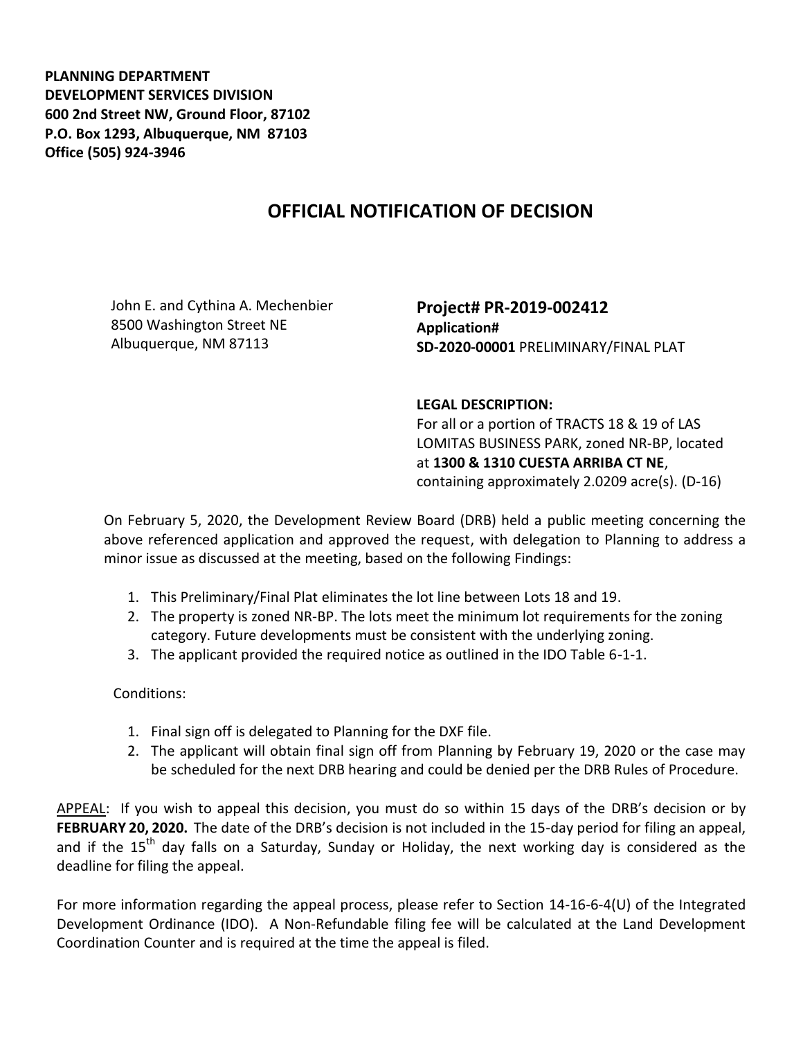**PLANNING DEPARTMENT**
**DEVELOPMENT SERVICES DIVISION**
**600 2nd Street NW, Ground Floor, 87102**
**P.O. Box 1293, Albuquerque, NM 87103**
**Office (505) 924-3946**

# OFFICIAL NOTIFICATION OF DECISION

John E. and Cythina A. Mechenbier
8500 Washington Street NE
Albuquerque, NM 87113

**Project# PR-2019-002412**
**Application#**
**SD-2020-00001** PRELIMINARY/FINAL PLAT

**LEGAL DESCRIPTION:**
For all or a portion of TRACTS 18 & 19 of LAS LOMITAS BUSINESS PARK, zoned NR-BP, located at **1300 & 1310 CUESTA ARRIBA CT NE**, containing approximately 2.0209 acre(s). (D-16)

On February 5, 2020, the Development Review Board (DRB) held a public meeting concerning the above referenced application and approved the request, with delegation to Planning to address a minor issue as discussed at the meeting, based on the following Findings:

1. This Preliminary/Final Plat eliminates the lot line between Lots 18 and 19.
2. The property is zoned NR-BP. The lots meet the minimum lot requirements for the zoning category. Future developments must be consistent with the underlying zoning.
3. The applicant provided the required notice as outlined in the IDO Table 6-1-1.

Conditions:

1. Final sign off is delegated to Planning for the DXF file.
2. The applicant will obtain final sign off from Planning by February 19, 2020 or the case may be scheduled for the next DRB hearing and could be denied per the DRB Rules of Procedure.

APPEAL: If you wish to appeal this decision, you must do so within 15 days of the DRB's decision or by **FEBRUARY 20, 2020.** The date of the DRB's decision is not included in the 15-day period for filing an appeal, and if the 15th day falls on a Saturday, Sunday or Holiday, the next working day is considered as the deadline for filing the appeal.

For more information regarding the appeal process, please refer to Section 14-16-6-4(U) of the Integrated Development Ordinance (IDO). A Non-Refundable filing fee will be calculated at the Land Development Coordination Counter and is required at the time the appeal is filed.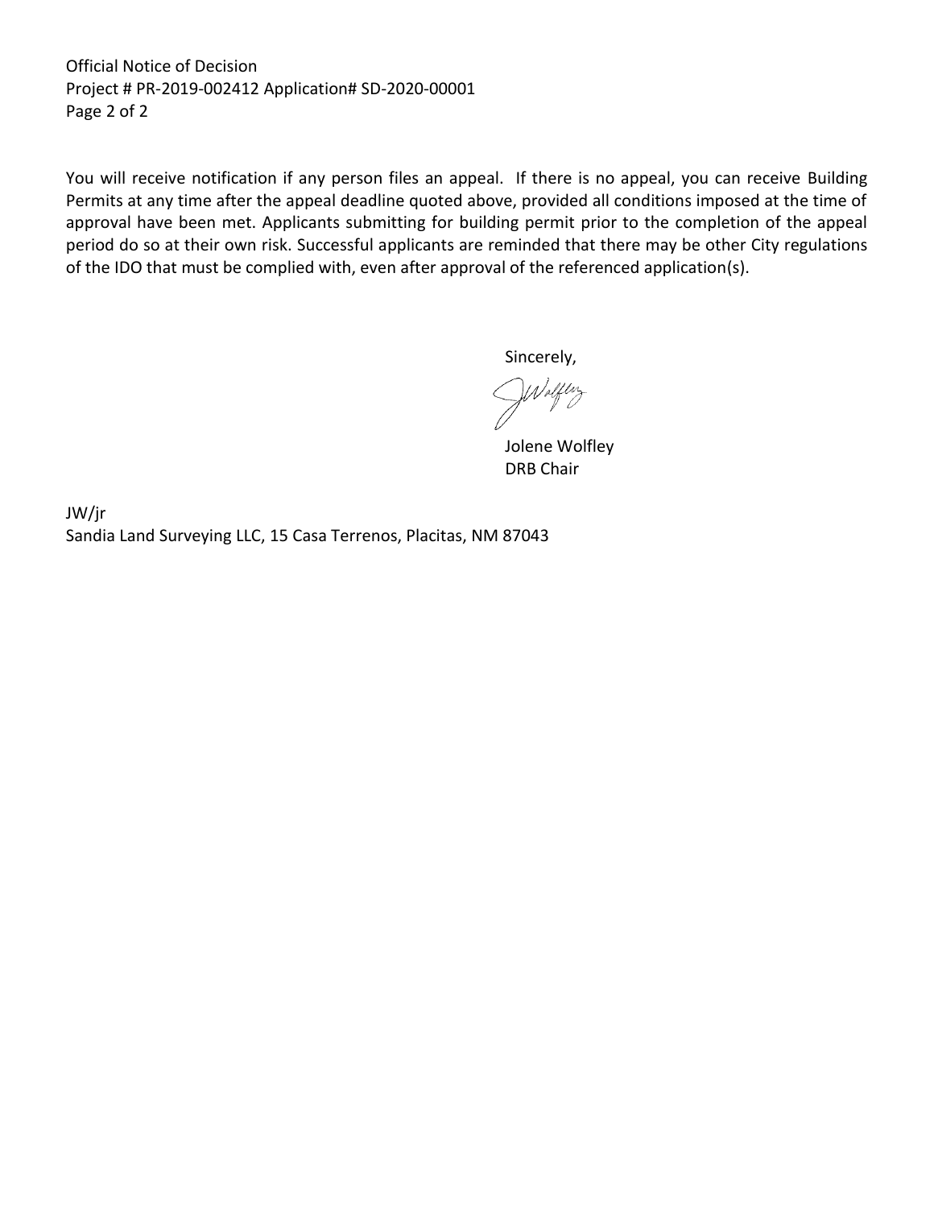You will receive notification if any person files an appeal. If there is no appeal, you can receive Building Permits at any time after the appeal deadline quoted above, provided all conditions imposed at the time of approval have been met. Applicants submitting for building permit prior to the completion of the appeal period do so at their own risk. Successful applicants are reminded that there may be other City regulations of the IDO that must be complied with, even after approval of the referenced application(s).

Sincerely,

Jolene Wolfley
DRB Chair

JW/jr
Sandia Land Surveying LLC, 15 Casa Terrenos, Placitas, NM 87043